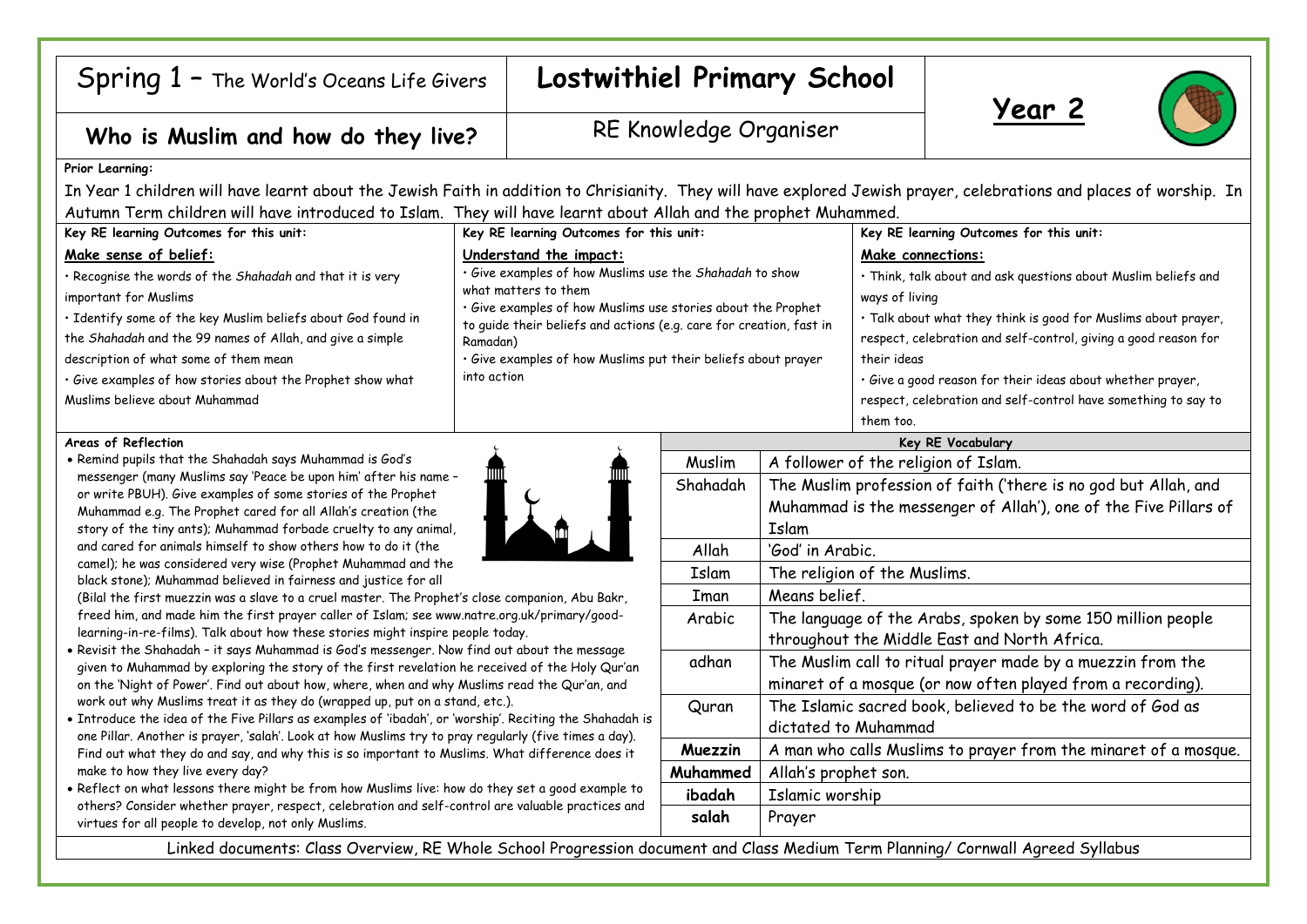# Spring 1 – The World's Oceans Life Givers

# Lostwithiel Primary School

## Year 2

## Who is Muslim and how do they live?

## RE Knowledge Organiser

**Prior Learning:**

In Year 1 children will have learnt about the Jewish Faith in addition to Christianity. They will have explored Jewish prayer, celebrations and places of worship. In Autumn Term children will have introduced to Islam. They will have learnt about Allah and the prophet Muhammed.

**Key RE learning Outcomes for this unit:**

**Make sense of belief:**

- Recognise the words of the *Shahadah* and that it is very important for Muslims
- Identify some of the key Muslim beliefs about God found in the *Shahadah* and the 99 names of Allah, and give a simple description of what some of them mean
- Give examples of how stories about the Prophet show what Muslims believe about Muhammad

**Key RE learning Outcomes for this unit:**

**Understand the impact:**

- Give examples of how Muslims use the *Shahadah* to show what matters to them
- Give examples of how Muslims use stories about the Prophet to guide their beliefs and actions (e.g. care for creation, fast in Ramadan)
- Give examples of how Muslims put their beliefs about prayer into action

**Key RE learning Outcomes for this unit:**

**Make connections:**

- Think, talk about and ask questions about Muslim beliefs and ways of living
- Talk about what they think is good for Muslims about prayer, respect, celebration and self-control, giving a good reason for their ideas
- Give a good reason for their ideas about whether prayer, respect, celebration and self-control have something to say to them too.

**Areas of Reflection**

- Remind pupils that the Shahadah says Muhammad is God's messenger (many Muslims say 'Peace be upon him' after his name – or write PBUH). Give examples of some stories of the Prophet Muhammad e.g. The Prophet cared for all Allah's creation (the story of the tiny ants); Muhammad forbade cruelty to any animal, and cared for animals himself to show others how to do it (the camel); he was considered very wise (Prophet Muhammad and the black stone); Muhammad believed in fairness and justice for all (Bilal the first muezzin was a slave to a cruel master. The Prophet's close companion, Abu Bakr, freed him, and made him the first prayer caller of Islam; see www.natre.org.uk/primary/good-learning-in-re-films). Talk about how these stories might inspire people today.
- Revisit the Shahadah – it says Muhammad is God's messenger. Now find out about the message given to Muhammad by exploring the story of the first revelation he received of the Holy Qur'an on the 'Night of Power'. Find out about how, where, when and why Muslims read the Qur'an, and work out why Muslims treat it as they do (wrapped up, put on a stand, etc.).
- Introduce the idea of the Five Pillars as examples of 'ibadah', or 'worship'. Reciting the Shahadah is one Pillar. Another is prayer, 'salah'. Look at how Muslims try to pray regularly (five times a day). Find out what they do and say, and why this is so important to Muslims. What difference does it make to how they live every day?
- Reflect on what lessons there might be from how Muslims live: how do they set a good example to others? Consider whether prayer, respect, celebration and self-control are valuable practices and virtues for all people to develop, not only Muslims.

**Key RE Vocabulary**

| Term | Meaning |
|---|---|
| Muslim | A follower of the religion of Islam. |
| Shahadah | The Muslim profession of faith ('there is no god but Allah, and Muhammad is the messenger of Allah'), one of the Five Pillars of Islam |
| Allah | 'God' in Arabic. |
| Islam | The religion of the Muslims. |
| Iman | Means belief. |
| Arabic | The language of the Arabs, spoken by some 150 million people throughout the Middle East and North Africa. |
| adhan | The Muslim call to ritual prayer made by a muezzin from the minaret of a mosque (or now often played from a recording). |
| Quran | The Islamic sacred book, believed to be the word of God as dictated to Muhammad |
| **Muezzin** | A man who calls Muslims to prayer from the minaret of a mosque. |
| **Muhammed** | Allah's prophet son. |
| **ibadah** | Islamic worship |
| **salah** | Prayer |

Linked documents: Class Overview, RE Whole School Progression document and Class Medium Term Planning/ Cornwall Agreed Syllabus